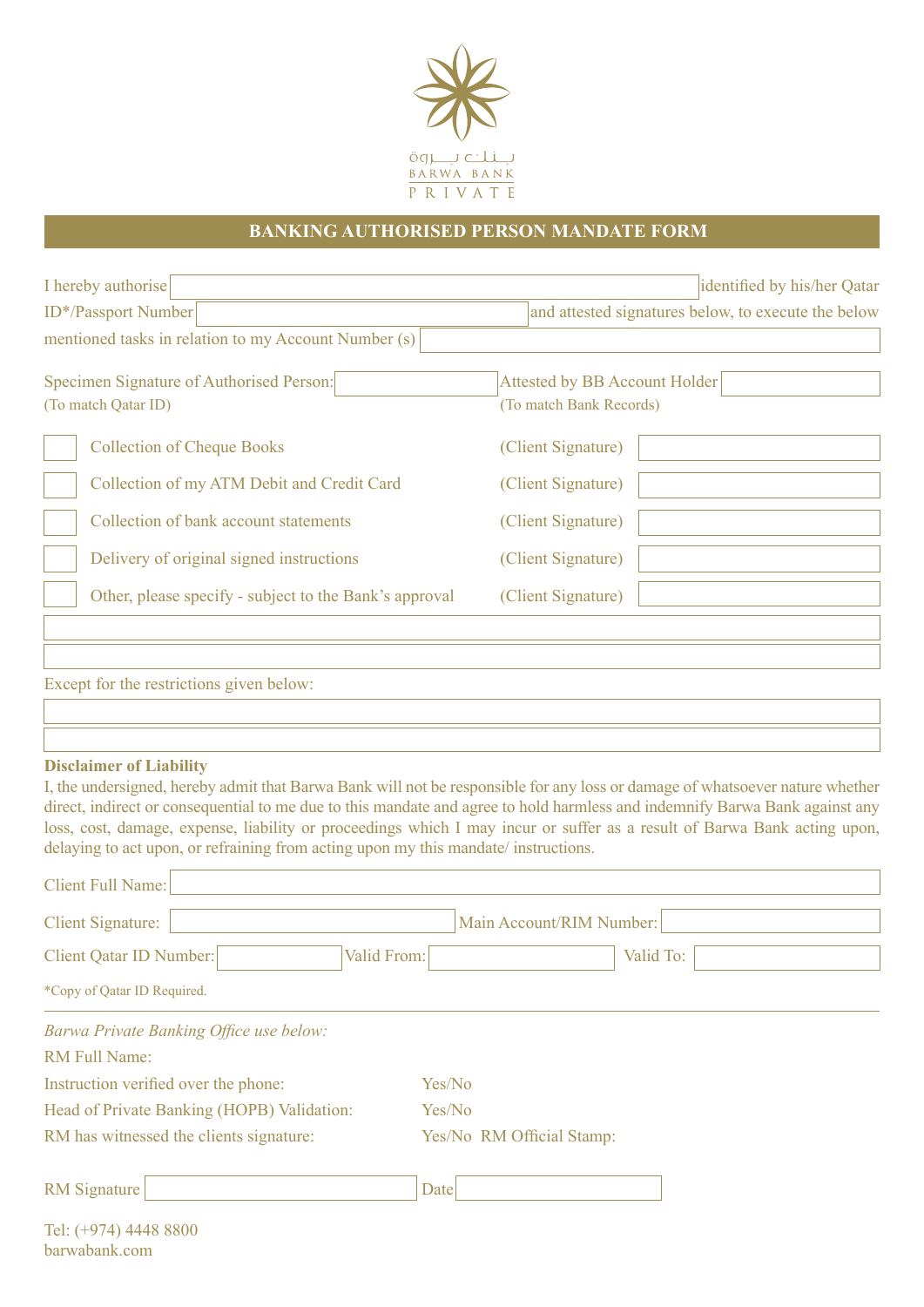بنك بروة
BARWA BANK
PRIVATE

## BANKING AUTHORISED PERSON MANDATE FORM

I hereby authorise ______________________ identified by his/her Qatar ID*/Passport Number ______________________ and attested signatures below, to execute the below mentioned tasks in relation to my Account Number (s) ______________________

Specimen Signature of Authorised Person: ______________________
(To match Qatar ID)

Attested by BB Account Holder ______________________
(To match Bank Records)

| | Task | | Signature |
|---|---|---|---|
| ☐ | Collection of Cheque Books | (Client Signature) | |
| ☐ | Collection of my ATM Debit and Credit Card | (Client Signature) | |
| ☐ | Collection of bank account statements | (Client Signature) | |
| ☐ | Delivery of original signed instructions | (Client Signature) | |
| ☐ | Other, please specify - subject to the Bank's approval | (Client Signature) | |

______________________

______________________

Except for the restrictions given below:

______________________

______________________

**Disclaimer of Liability**

I, the undersigned, hereby admit that Barwa Bank will not be responsible for any loss or damage of whatsoever nature whether direct, indirect or consequential to me due to this mandate and agree to hold harmless and indemnify Barwa Bank against any loss, cost, damage, expense, liability or proceedings which I may incur or suffer as a result of Barwa Bank acting upon, delaying to act upon, or refraining from acting upon my this mandate/ instructions.

Client Full Name: ______________________

Client Signature: ______________________ Main Account/RIM Number: ______________________

Client Qatar ID Number: ______________________ Valid From: ______________________ Valid To: ______________________

*Copy of Qatar ID Required.

---

*Barwa Private Banking Office use below:*

RM Full Name:

Instruction verified over the phone: Yes/No

Head of Private Banking (HOPB) Validation: Yes/No

RM has witnessed the clients signature: Yes/No RM Official Stamp:

RM Signature ______________________ Date ______________________

Tel: (+974) 4448 8800
barwabank.com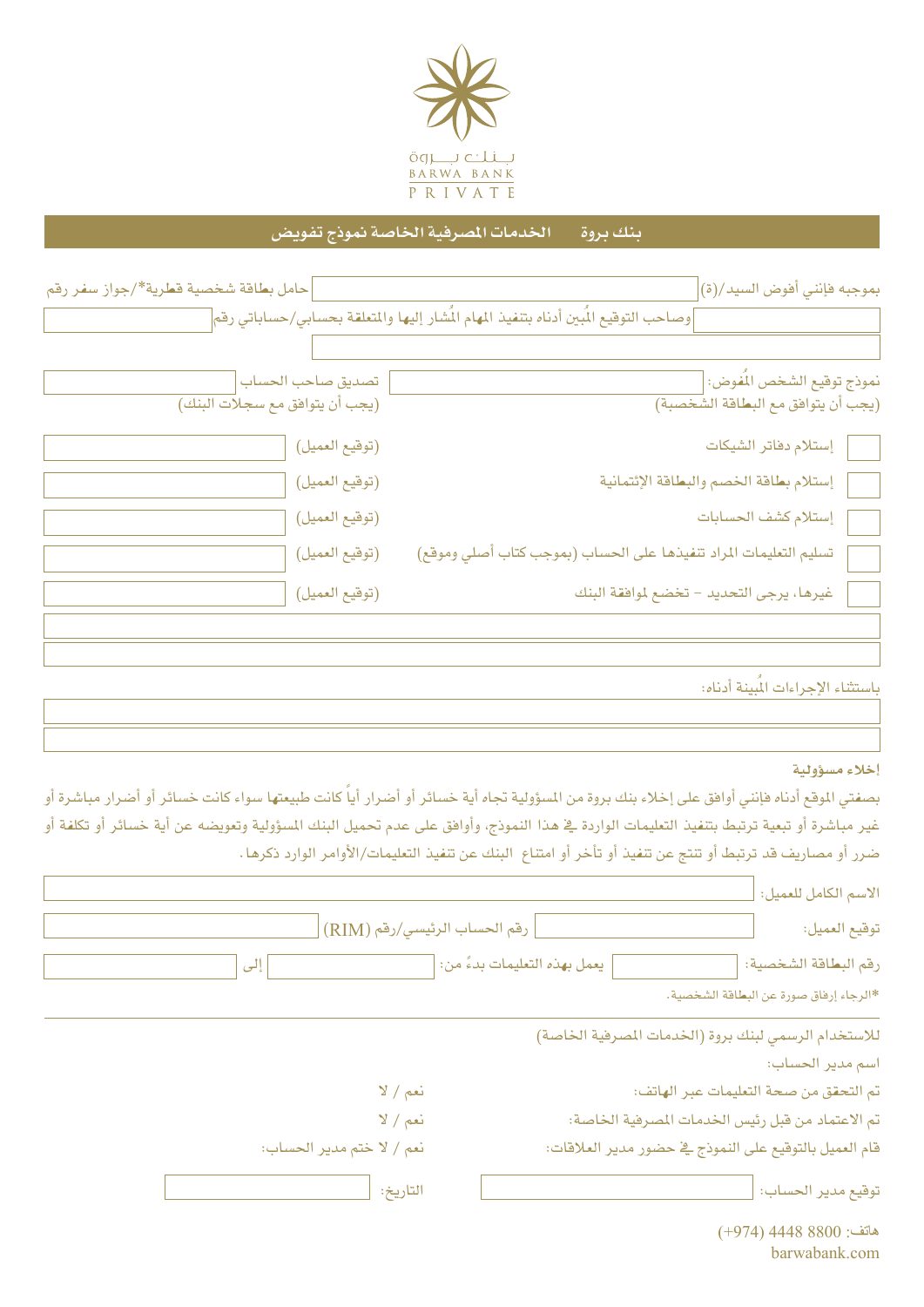بنك بروة
BARWA BANK
PRIVATE

## بنك بروة الخدمات المصرفية الخاصة نموذج تفويض

بموجبه فإنني أفوض السيد/(ة) ______ حامل بطاقة شخصية قطرية*/جواز سفر رقم

______ وصاحب التوقيع المُبين أدناه بتنفيذ المهام المُشار إليها والمتعلقة بحسابي/حساباتي رقم ______

نموذج توقيع الشخص المُفوض: ______ تصديق صاحب الحساب ______

(يجب أن يتوافق مع البطاقة الشخصية) (يجب أن يتوافق مع سجلات البنك)

| | | |
|---|---|---|
| ☐ إستلام دفاتر الشيكات | (توقيع العميل) | ______ |
| ☐ إستلام بطاقة الخصم والبطاقة الإئتمانية | (توقيع العميل) | ______ |
| ☐ إستلام كشف الحسابات | (توقيع العميل) | ______ |
| ☐ تسليم التعليمات المراد تنفيذها على الحساب (بموجب كتاب أصلي وموقع) | (توقيع العميل) | ______ |
| ☐ غيرها، يرجى التحديد - تخضع لموافقة البنك | (توقيع العميل) | ______ |

باستثناء الإجراءات المُبينة أدناه:

**إخلاء مسؤولية**

بصفتي الموقع أدناه فإنني أوافق على إخلاء بنك بروة من المسؤولية تجاه أية خسائر أو أضرار أياً كانت طبيعتها سواء كانت خسائر أو أضرار مباشرة أو غير مباشرة أو تبعية ترتبط بتنفيذ التعليمات الواردة في هذا النموذج، وأوافق على عدم تحميل البنك المسؤولية وتعويضه عن أية خسائر أو تكلفة أو ضرر أو مصاريف قد ترتبط أو تنتج عن تنفيذ أو تأخر أو امتناع البنك عن تنفيذ التعليمات/الأوامر الوارد ذكرها.

الاسم الكامل للعميل: ______

توقيع العميل: ______ رقم الحساب الرئيسي/رقم (RIM) ______

رقم البطاقة الشخصية: ______ يعمل بهذه التعليمات بدءً من: ______ إلى ______

*الرجاء إرفاق صورة عن البطاقة الشخصية.

---

للاستخدام الرسمي لبنك بروة (الخدمات المصرفية الخاصة)

اسم مدير الحساب:

تم التحقق من صحة التعليمات عبر الهاتف: نعم / لا

تم الاعتماد من قبل رئيس الخدمات المصرفية الخاصة: نعم / لا

قام العميل بالتوقيع على النموذج في حضور مدير العلاقات: نعم / لا ختم مدير الحساب:

توقيع مدير الحساب: ______ التاريخ: ______

هاتف: 8800 4448 (974+)
barwabank.com